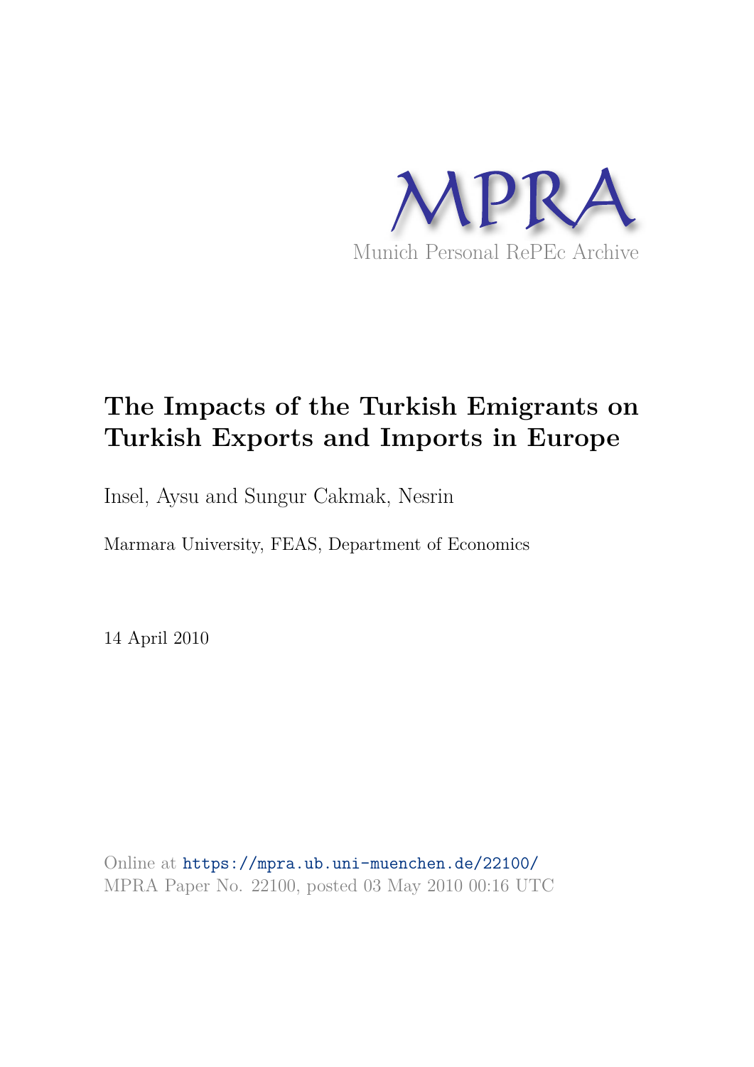MPRA

Munich Personal RePEc Archive

# The Impacts of the Turkish Emigrants on Turkish Exports and Imports in Europe

Insel, Aysu and Sungur Cakmak, Nesrin

Marmara University, FEAS, Department of Economics

14 April 2010

Online at https://mpra.ub.uni-muenchen.de/22100/
MPRA Paper No. 22100, posted 03 May 2010 00:16 UTC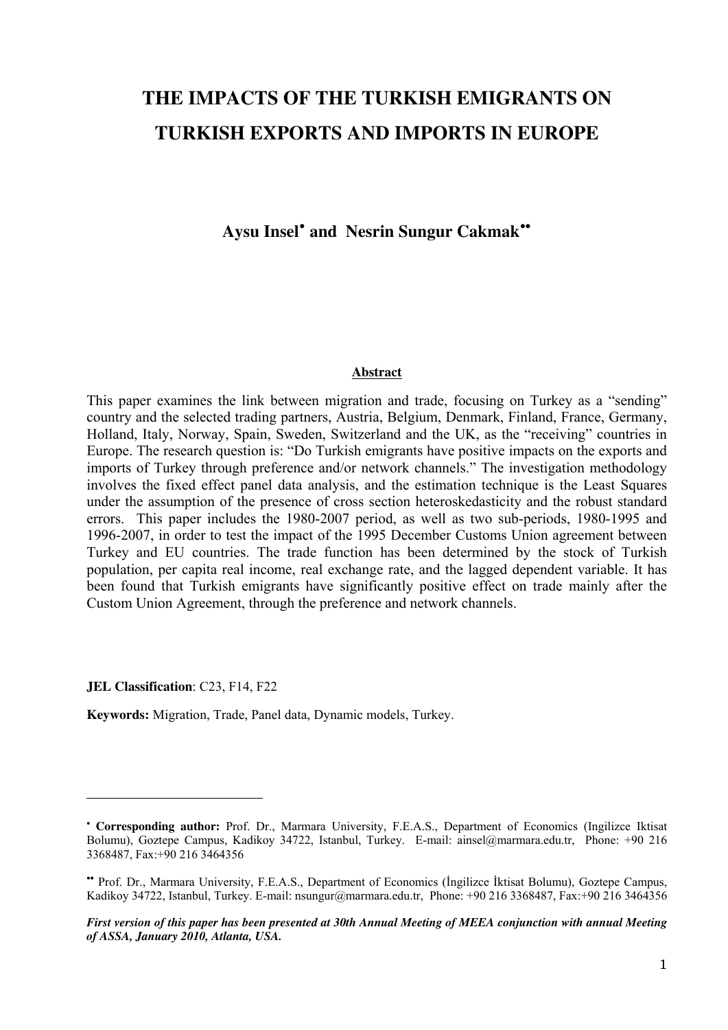# THE IMPACTS OF THE TURKISH EMIGRANTS ON TURKISH EXPORTS AND IMPORTS IN EUROPE

**Aysu Insel[•] and Nesrin Sungur Cakmak[••]**

**Abstract**

This paper examines the link between migration and trade, focusing on Turkey as a "sending" country and the selected trading partners, Austria, Belgium, Denmark, Finland, France, Germany, Holland, Italy, Norway, Spain, Sweden, Switzerland and the UK, as the "receiving" countries in Europe. The research question is: "Do Turkish emigrants have positive impacts on the exports and imports of Turkey through preference and/or network channels." The investigation methodology involves the fixed effect panel data analysis, and the estimation technique is the Least Squares under the assumption of the presence of cross section heteroskedasticity and the robust standard errors. This paper includes the 1980-2007 period, as well as two sub-periods, 1980-1995 and 1996-2007, in order to test the impact of the 1995 December Customs Union agreement between Turkey and EU countries. The trade function has been determined by the stock of Turkish population, per capita real income, real exchange rate, and the lagged dependent variable. It has been found that Turkish emigrants have significantly positive effect on trade mainly after the Custom Union Agreement, through the preference and network channels.

**JEL Classification**: C23, F14, F22

**Keywords:** Migration, Trade, Panel data, Dynamic models, Turkey.

---

[•] **Corresponding author:** Prof. Dr., Marmara University, F.E.A.S., Department of Economics (Ingilizce Iktisat Bolumu), Goztepe Campus, Kadikoy 34722, Istanbul, Turkey. E-mail: ainsel@marmara.edu.tr, Phone: +90 216 3368487, Fax:+90 216 3464356

[••] Prof. Dr., Marmara University, F.E.A.S., Department of Economics (İngilizce İktisat Bolumu), Goztepe Campus, Kadikoy 34722, Istanbul, Turkey. E-mail: nsungur@marmara.edu.tr, Phone: +90 216 3368487, Fax:+90 216 3464356

***First version of this paper has been presented at 30th Annual Meeting of MEEA conjunction with annual Meeting of ASSA, January 2010, Atlanta, USA.***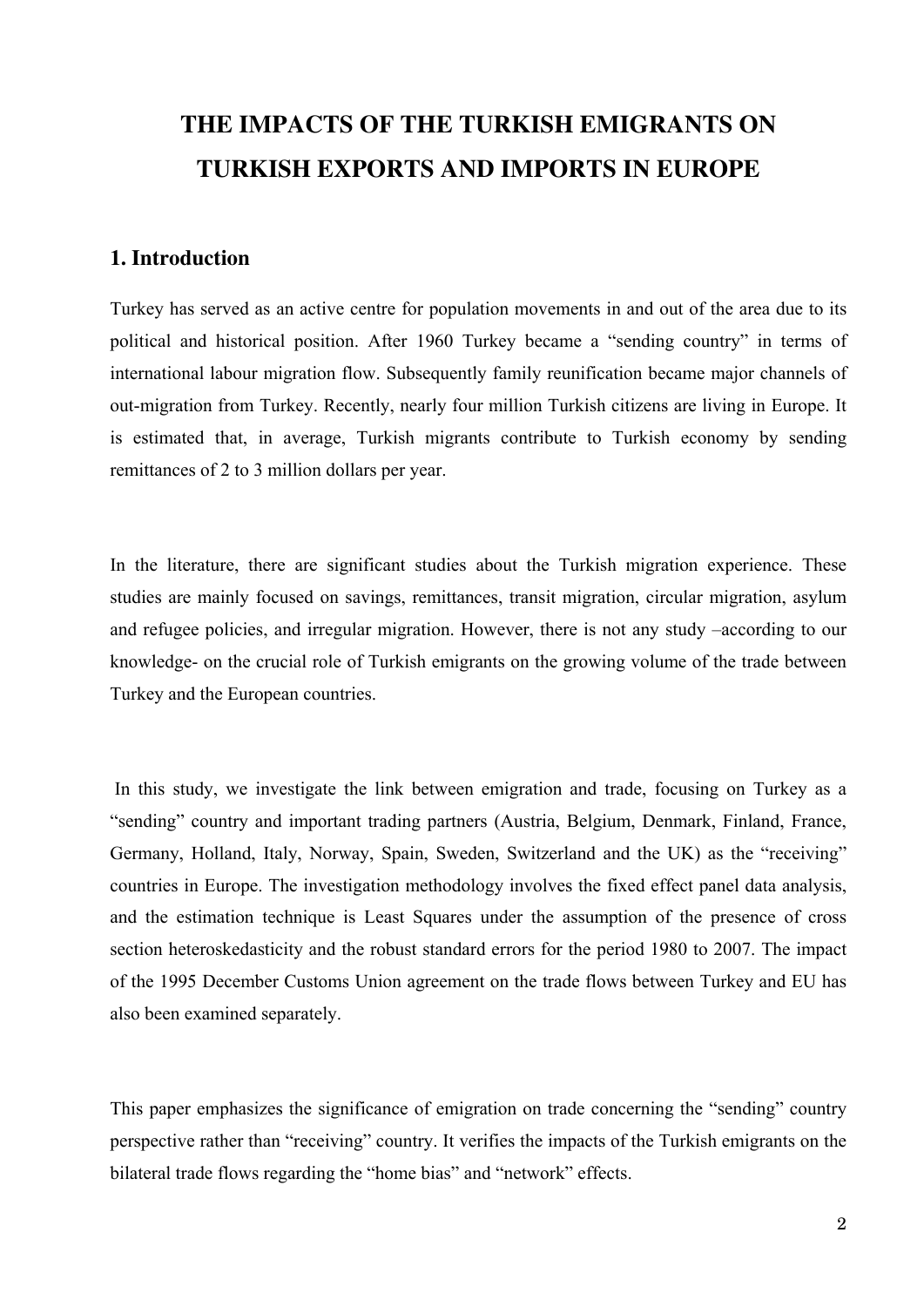# THE IMPACTS OF THE TURKISH EMIGRANTS ON TURKISH EXPORTS AND IMPORTS IN EUROPE

## 1. Introduction

Turkey has served as an active centre for population movements in and out of the area due to its political and historical position. After 1960 Turkey became a "sending country" in terms of international labour migration flow. Subsequently family reunification became major channels of out-migration from Turkey. Recently, nearly four million Turkish citizens are living in Europe. It is estimated that, in average, Turkish migrants contribute to Turkish economy by sending remittances of 2 to 3 million dollars per year.

In the literature, there are significant studies about the Turkish migration experience. These studies are mainly focused on savings, remittances, transit migration, circular migration, asylum and refugee policies, and irregular migration. However, there is not any study –according to our knowledge- on the crucial role of Turkish emigrants on the growing volume of the trade between Turkey and the European countries.

In this study, we investigate the link between emigration and trade, focusing on Turkey as a "sending" country and important trading partners (Austria, Belgium, Denmark, Finland, France, Germany, Holland, Italy, Norway, Spain, Sweden, Switzerland and the UK) as the "receiving" countries in Europe. The investigation methodology involves the fixed effect panel data analysis, and the estimation technique is Least Squares under the assumption of the presence of cross section heteroskedasticity and the robust standard errors for the period 1980 to 2007. The impact of the 1995 December Customs Union agreement on the trade flows between Turkey and EU has also been examined separately.

This paper emphasizes the significance of emigration on trade concerning the "sending" country perspective rather than "receiving" country. It verifies the impacts of the Turkish emigrants on the bilateral trade flows regarding the "home bias" and "network" effects.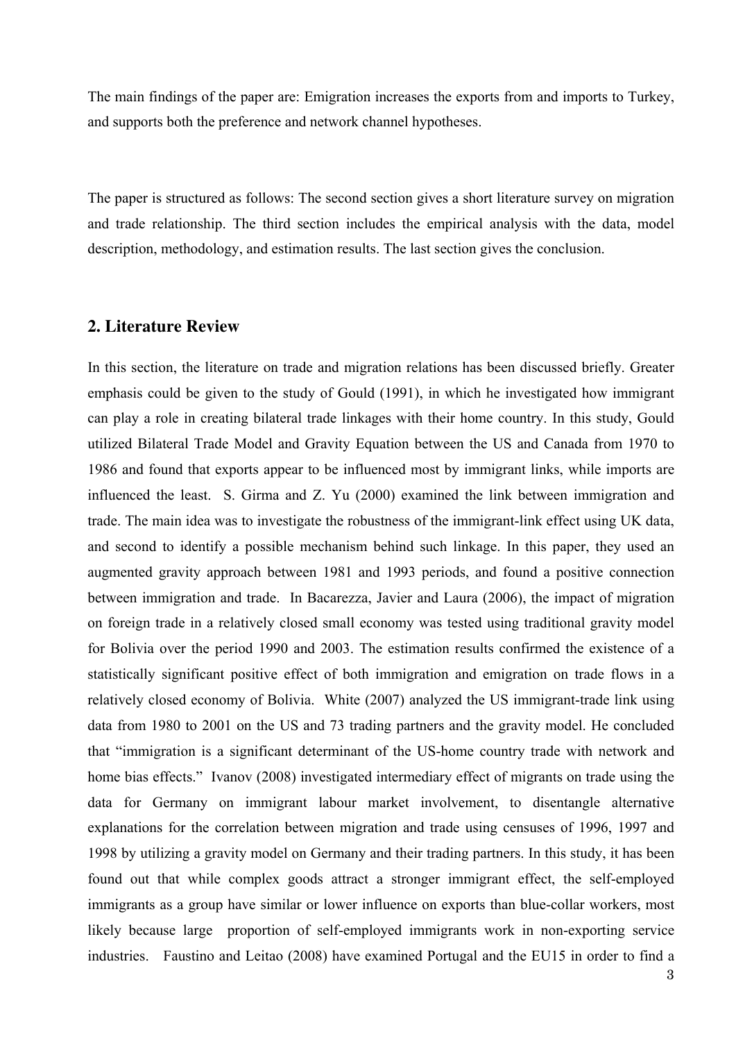The main findings of the paper are: Emigration increases the exports from and imports to Turkey, and supports both the preference and network channel hypotheses.

The paper is structured as follows: The second section gives a short literature survey on migration and trade relationship. The third section includes the empirical analysis with the data, model description, methodology, and estimation results. The last section gives the conclusion.

## 2. Literature Review

In this section, the literature on trade and migration relations has been discussed briefly. Greater emphasis could be given to the study of Gould (1991), in which he investigated how immigrant can play a role in creating bilateral trade linkages with their home country. In this study, Gould utilized Bilateral Trade Model and Gravity Equation between the US and Canada from 1970 to 1986 and found that exports appear to be influenced most by immigrant links, while imports are influenced the least. S. Girma and Z. Yu (2000) examined the link between immigration and trade. The main idea was to investigate the robustness of the immigrant-link effect using UK data, and second to identify a possible mechanism behind such linkage. In this paper, they used an augmented gravity approach between 1981 and 1993 periods, and found a positive connection between immigration and trade. In Bacarezza, Javier and Laura (2006), the impact of migration on foreign trade in a relatively closed small economy was tested using traditional gravity model for Bolivia over the period 1990 and 2003. The estimation results confirmed the existence of a statistically significant positive effect of both immigration and emigration on trade flows in a relatively closed economy of Bolivia. White (2007) analyzed the US immigrant-trade link using data from 1980 to 2001 on the US and 73 trading partners and the gravity model. He concluded that "immigration is a significant determinant of the US-home country trade with network and home bias effects." Ivanov (2008) investigated intermediary effect of migrants on trade using the data for Germany on immigrant labour market involvement, to disentangle alternative explanations for the correlation between migration and trade using censuses of 1996, 1997 and 1998 by utilizing a gravity model on Germany and their trading partners. In this study, it has been found out that while complex goods attract a stronger immigrant effect, the self-employed immigrants as a group have similar or lower influence on exports than blue-collar workers, most likely because large proportion of self-employed immigrants work in non-exporting service industries. Faustino and Leitao (2008) have examined Portugal and the EU15 in order to find a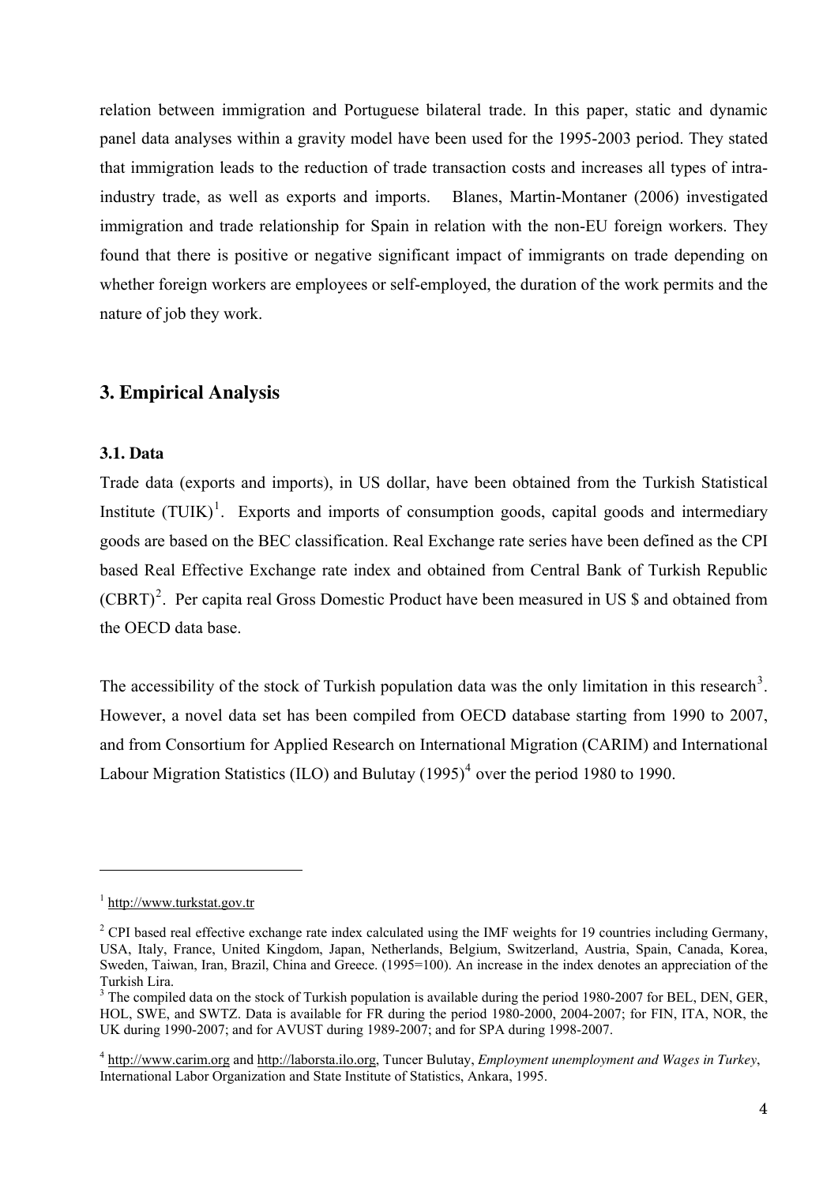relation between immigration and Portuguese bilateral trade. In this paper, static and dynamic panel data analyses within a gravity model have been used for the 1995-2003 period. They stated that immigration leads to the reduction of trade transaction costs and increases all types of intra-industry trade, as well as exports and imports. Blanes, Martin-Montaner (2006) investigated immigration and trade relationship for Spain in relation with the non-EU foreign workers. They found that there is positive or negative significant impact of immigrants on trade depending on whether foreign workers are employees or self-employed, the duration of the work permits and the nature of job they work.

## 3. Empirical Analysis

### 3.1. Data

Trade data (exports and imports), in US dollar, have been obtained from the Turkish Statistical Institute (TUIK)[1]. Exports and imports of consumption goods, capital goods and intermediary goods are based on the BEC classification. Real Exchange rate series have been defined as the CPI based Real Effective Exchange rate index and obtained from Central Bank of Turkish Republic (CBRT)[2]. Per capita real Gross Domestic Product have been measured in US $ and obtained from the OECD data base.

The accessibility of the stock of Turkish population data was the only limitation in this research[3]. However, a novel data set has been compiled from OECD database starting from 1990 to 2007, and from Consortium for Applied Research on International Migration (CARIM) and International Labour Migration Statistics (ILO) and Bulutay (1995)[4] over the period 1980 to 1990.

---

[1] http://www.turkstat.gov.tr

[2] CPI based real effective exchange rate index calculated using the IMF weights for 19 countries including Germany, USA, Italy, France, United Kingdom, Japan, Netherlands, Belgium, Switzerland, Austria, Spain, Canada, Korea, Sweden, Taiwan, Iran, Brazil, China and Greece. (1995=100). An increase in the index denotes an appreciation of the Turkish Lira.

[3] The compiled data on the stock of Turkish population is available during the period 1980-2007 for BEL, DEN, GER, HOL, SWE, and SWTZ. Data is available for FR during the period 1980-2000, 2004-2007; for FIN, ITA, NOR, the UK during 1990-2007; and for AVUST during 1989-2007; and for SPA during 1998-2007.

[4] http://www.carim.org and http://laborsta.ilo.org, Tuncer Bulutay, *Employment unemployment and Wages in Turkey*, International Labor Organization and State Institute of Statistics, Ankara, 1995.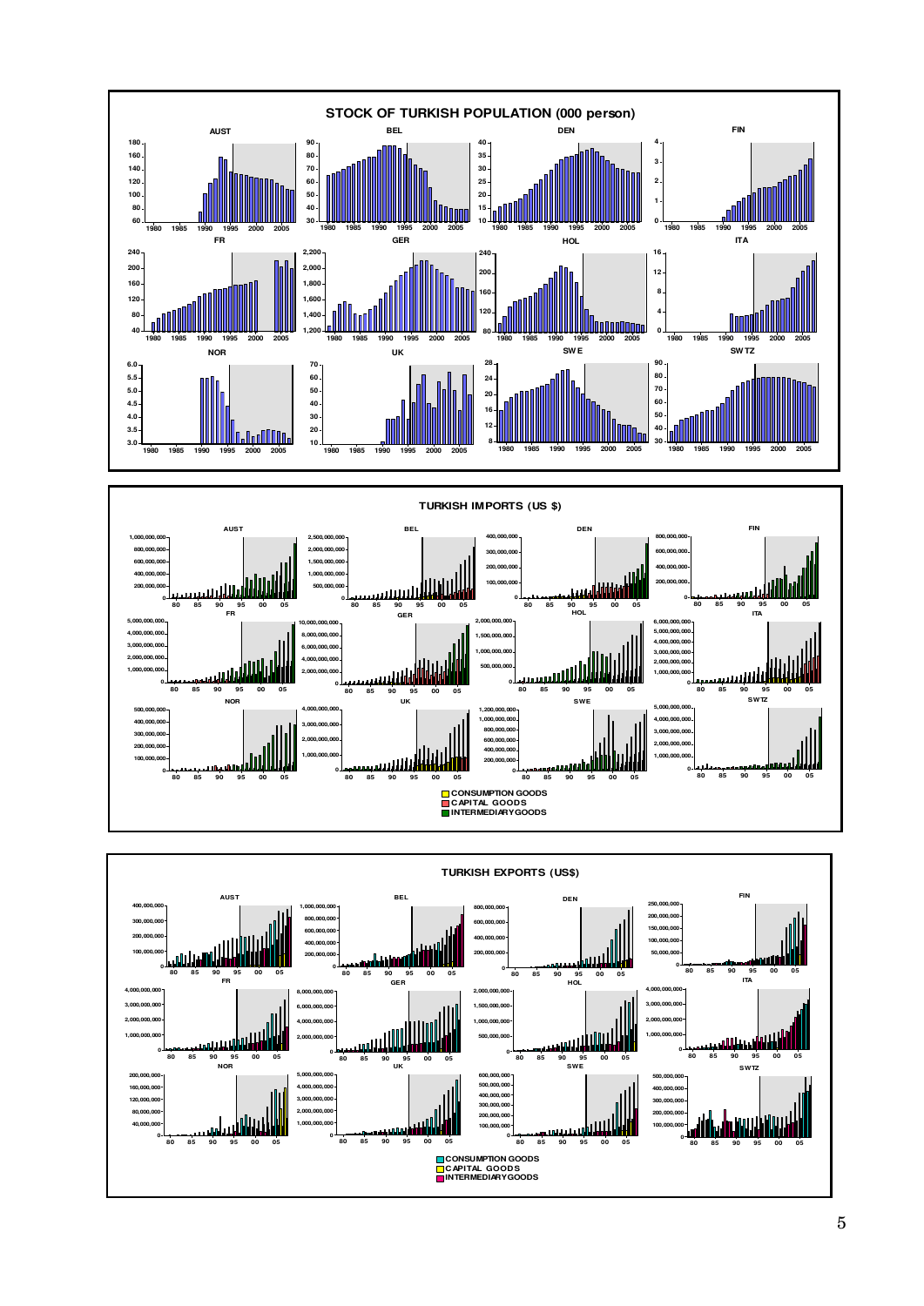**STOCK OF TURKISH POPULATION (000 person)**

AUST BEL DEN FIN

FR GER HOL ITA

NOR UK SWE SWTZ

**TURKISH IMPORTS (US $)**

AUST BEL DEN FIN

FR GER HOL ITA

NOR UK SWE SWTZ

- CONSUMPTION GOODS
- CAPITAL GOODS
- INTERMEDIARY GOODS

**TURKISH EXPORTS (US$)**

AUST BEL DEN FIN

FR GER HOL ITA

NOR UK SWE SWTZ

- CONSUMPTION GOODS
- CAPITAL GOODS
- INTERMEDIARY GOODS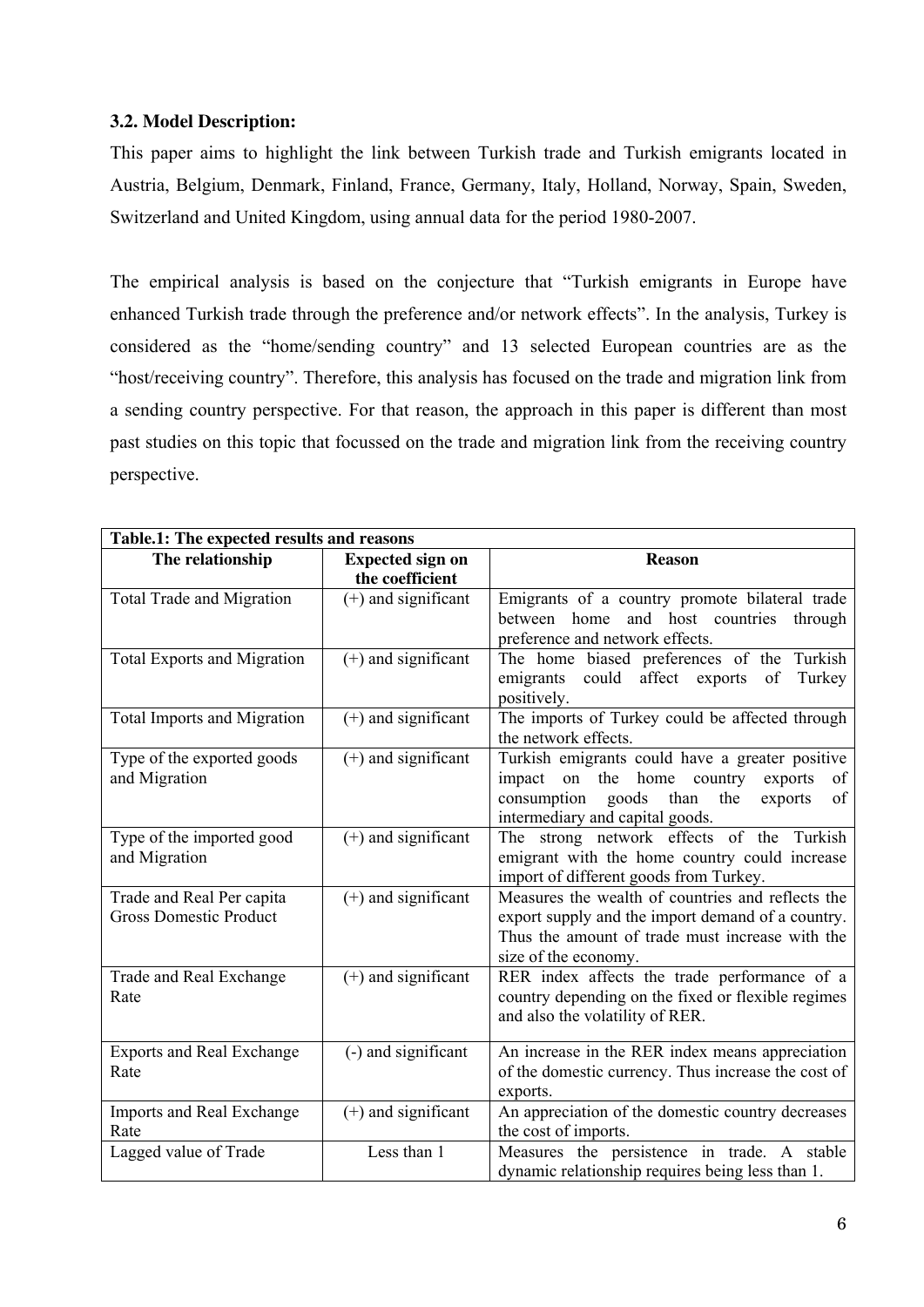### 3.2. Model Description:

This paper aims to highlight the link between Turkish trade and Turkish emigrants located in Austria, Belgium, Denmark, Finland, France, Germany, Italy, Holland, Norway, Spain, Sweden, Switzerland and United Kingdom, using annual data for the period 1980-2007.

The empirical analysis is based on the conjecture that "Turkish emigrants in Europe have enhanced Turkish trade through the preference and/or network effects". In the analysis, Turkey is considered as the "home/sending country" and 13 selected European countries are as the "host/receiving country". Therefore, this analysis has focused on the trade and migration link from a sending country perspective. For that reason, the approach in this paper is different than most past studies on this topic that focussed on the trade and migration link from the receiving country perspective.

**Table.1: The expected results and reasons**

| The relationship | Expected sign on the coefficient | Reason |
|---|---|---|
| Total Trade and Migration | (+) and significant | Emigrants of a country promote bilateral trade between home and host countries through preference and network effects. |
| Total Exports and Migration | (+) and significant | The home biased preferences of the Turkish emigrants could affect exports of Turkey positively. |
| Total Imports and Migration | (+) and significant | The imports of Turkey could be affected through the network effects. |
| Type of the exported goods and Migration | (+) and significant | Turkish emigrants could have a greater positive impact on the home country exports of consumption goods than the exports of intermediary and capital goods. |
| Type of the imported good and Migration | (+) and significant | The strong network effects of the Turkish emigrant with the home country could increase import of different goods from Turkey. |
| Trade and Real Per capita Gross Domestic Product | (+) and significant | Measures the wealth of countries and reflects the export supply and the import demand of a country. Thus the amount of trade must increase with the size of the economy. |
| Trade and Real Exchange Rate | (+) and significant | RER index affects the trade performance of a country depending on the fixed or flexible regimes and also the volatility of RER. |
| Exports and Real Exchange Rate | (-) and significant | An increase in the RER index means appreciation of the domestic currency. Thus increase the cost of exports. |
| Imports and Real Exchange Rate | (+) and significant | An appreciation of the domestic country decreases the cost of imports. |
| Lagged value of Trade | Less than 1 | Measures the persistence in trade. A stable dynamic relationship requires being less than 1. |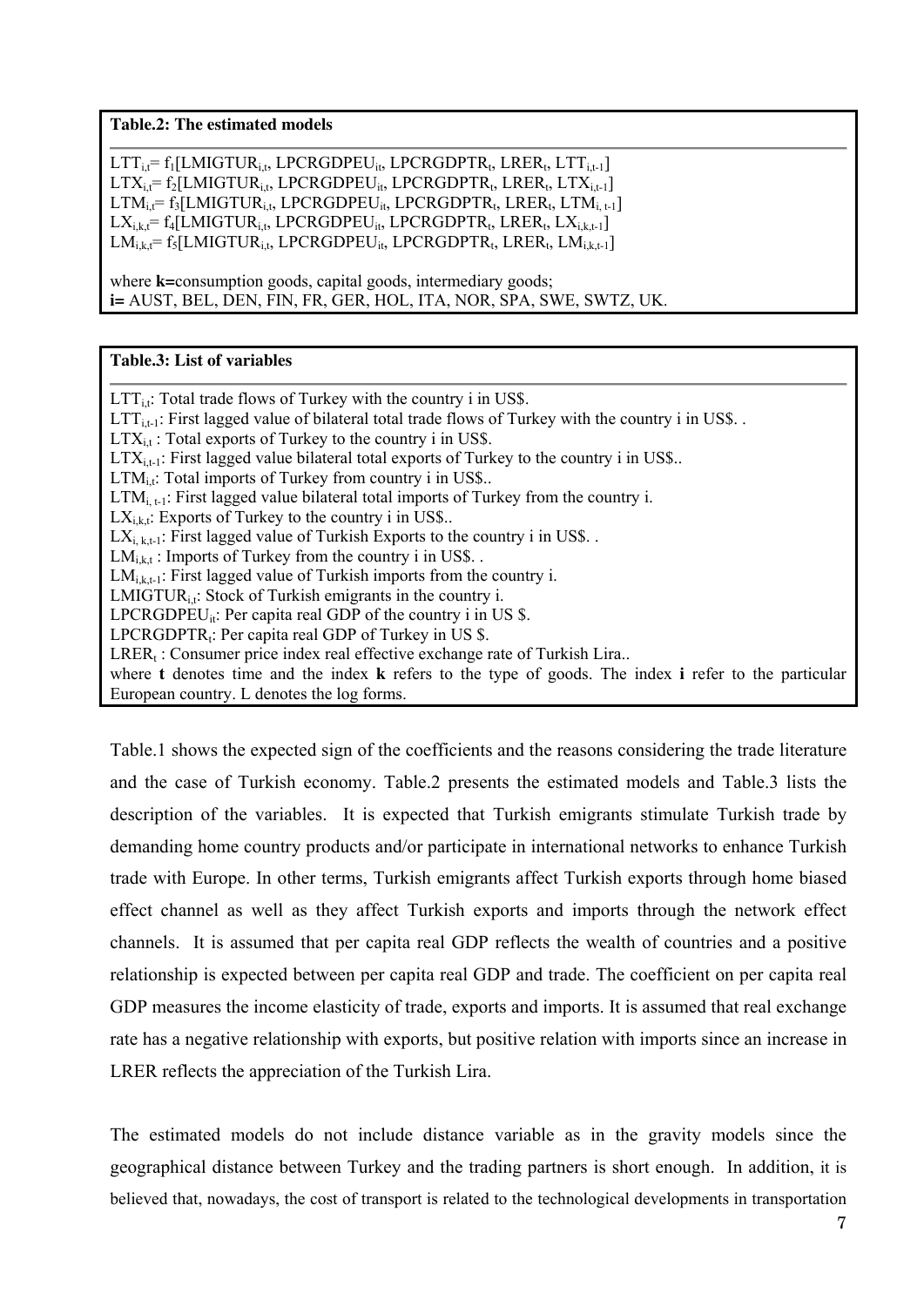**Table.2: The estimated models**

$LTT_{i,t} = f_1[LMIGTUR_{i,t}, LPCRGDPEU_{it}, LPCRGDPTR_t, LRER_t, LTT_{i,t-1}]$
$LTX_{i,t} = f_2[LMIGTUR_{i,t}, LPCRGDPEU_{it}, LPCRGDPTR_t, LRER_t, LTX_{i,t-1}]$
$LTM_{i,t} = f_3[LMIGTUR_{i,t}, LPCRGDPEU_{it}, LPCRGDPTR_t, LRER_t, LTM_{i,t-1}]$
$LX_{i,k,t} = f_4[LMIGTUR_{i,t}, LPCRGDPEU_{it}, LPCRGDPTR_t, LRER_t, LX_{i,k,t-1}]$
$LM_{i,k,t} = f_5[LMIGTUR_{i,t}, LPCRGDPEU_{it}, LPCRGDPTR_t, LRER_t, LM_{i,k,t-1}]$

where **k=**consumption goods, capital goods, intermediary goods;
**i=** AUST, BEL, DEN, FIN, FR, GER, HOL, ITA, NOR, SPA, SWE, SWTZ, UK.

**Table.3: List of variables**

$LTT_{i,t}$: Total trade flows of Turkey with the country i in US$.
$LTT_{i,t-1}$: First lagged value of bilateral total trade flows of Turkey with the country i in US$. .
$LTX_{i,t}$ : Total exports of Turkey to the country i in US$.
$LTX_{i,t-1}$: First lagged value bilateral total exports of Turkey to the country i in US$..
$LTM_{i,t}$: Total imports of Turkey from country i in US$..
$LTM_{i,t-1}$: First lagged value bilateral total imports of Turkey from the country i.
$LX_{i,k,t}$: Exports of Turkey to the country i in US$..
$LX_{i,k,t-1}$: First lagged value of Turkish Exports to the country i in US$. .
$LM_{i,k,t}$ : Imports of Turkey from the country i in US$. .
$LM_{i,k,t-1}$: First lagged value of Turkish imports from the country i.
$LMIGTUR_{i,t}$: Stock of Turkish emigrants in the country i.
$LPCRGDPEU_{it}$: Per capita real GDP of the country i in US $.
$LPCRGDPTR_t$: Per capita real GDP of Turkey in US $.
$LRER_t$ : Consumer price index real effective exchange rate of Turkish Lira..
where **t** denotes time and the index **k** refers to the type of goods. The index **i** refer to the particular European country. L denotes the log forms.

Table.1 shows the expected sign of the coefficients and the reasons considering the trade literature and the case of Turkish economy. Table.2 presents the estimated models and Table.3 lists the description of the variables. It is expected that Turkish emigrants stimulate Turkish trade by demanding home country products and/or participate in international networks to enhance Turkish trade with Europe. In other terms, Turkish emigrants affect Turkish exports through home biased effect channel as well as they affect Turkish exports and imports through the network effect channels. It is assumed that per capita real GDP reflects the wealth of countries and a positive relationship is expected between per capita real GDP and trade. The coefficient on per capita real GDP measures the income elasticity of trade, exports and imports. It is assumed that real exchange rate has a negative relationship with exports, but positive relation with imports since an increase in LRER reflects the appreciation of the Turkish Lira.

The estimated models do not include distance variable as in the gravity models since the geographical distance between Turkey and the trading partners is short enough. In addition, it is believed that, nowadays, the cost of transport is related to the technological developments in transportation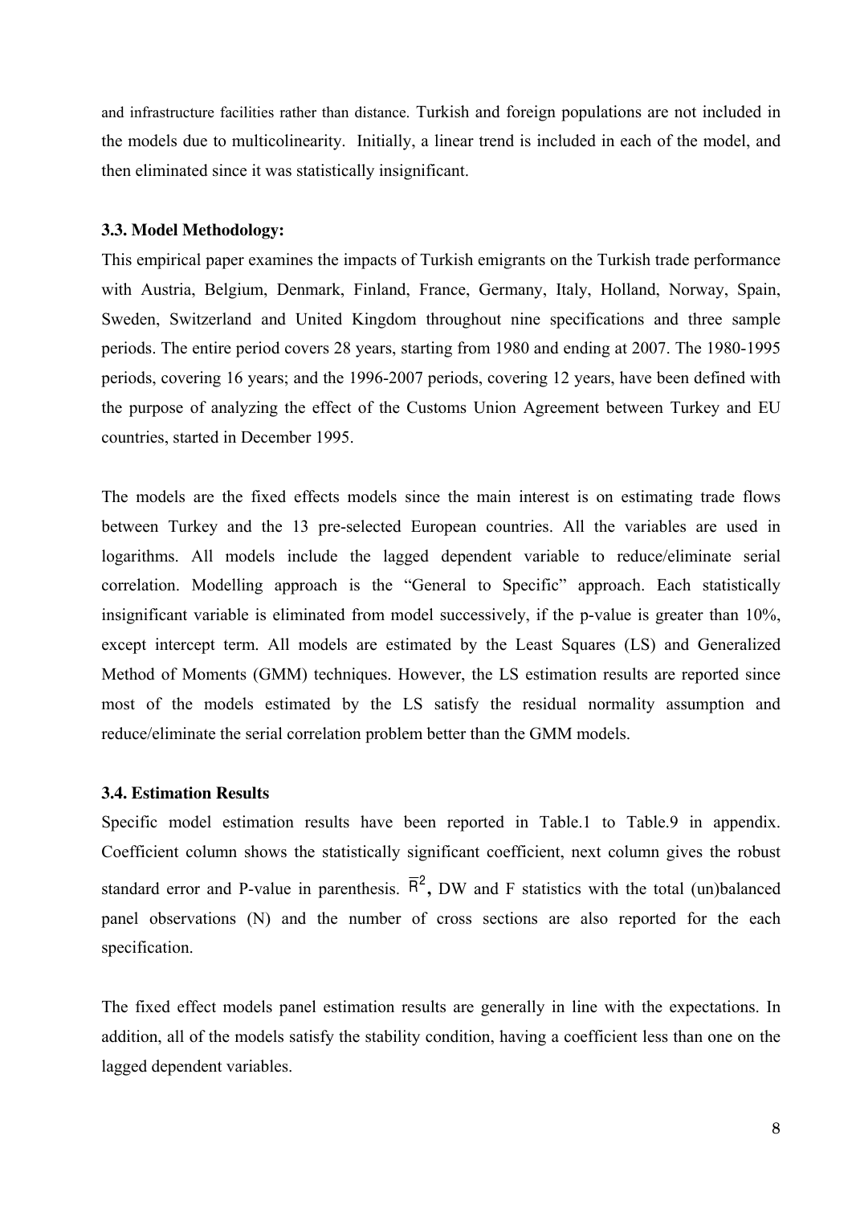and infrastructure facilities rather than distance. Turkish and foreign populations are not included in the models due to multicolinearity. Initially, a linear trend is included in each of the model, and then eliminated since it was statistically insignificant.

### 3.3. Model Methodology:

This empirical paper examines the impacts of Turkish emigrants on the Turkish trade performance with Austria, Belgium, Denmark, Finland, France, Germany, Italy, Holland, Norway, Spain, Sweden, Switzerland and United Kingdom throughout nine specifications and three sample periods. The entire period covers 28 years, starting from 1980 and ending at 2007. The 1980-1995 periods, covering 16 years; and the 1996-2007 periods, covering 12 years, have been defined with the purpose of analyzing the effect of the Customs Union Agreement between Turkey and EU countries, started in December 1995.

The models are the fixed effects models since the main interest is on estimating trade flows between Turkey and the 13 pre-selected European countries. All the variables are used in logarithms. All models include the lagged dependent variable to reduce/eliminate serial correlation. Modelling approach is the "General to Specific" approach. Each statistically insignificant variable is eliminated from model successively, if the p-value is greater than 10%, except intercept term. All models are estimated by the Least Squares (LS) and Generalized Method of Moments (GMM) techniques. However, the LS estimation results are reported since most of the models estimated by the LS satisfy the residual normality assumption and reduce/eliminate the serial correlation problem better than the GMM models.

### 3.4. Estimation Results

Specific model estimation results have been reported in Table.1 to Table.9 in appendix. Coefficient column shows the statistically significant coefficient, next column gives the robust standard error and P-value in parenthesis. $\overline{R}^2$**,** DW and F statistics with the total (un)balanced panel observations (N) and the number of cross sections are also reported for the each specification.

The fixed effect models panel estimation results are generally in line with the expectations. In addition, all of the models satisfy the stability condition, having a coefficient less than one on the lagged dependent variables.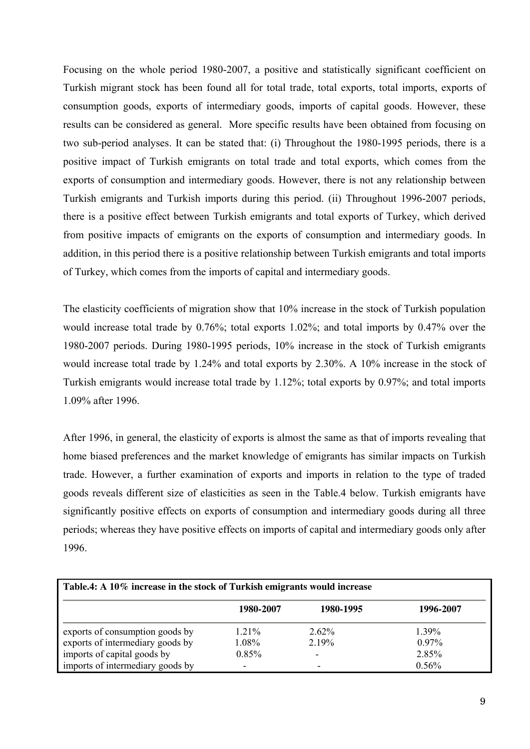Focusing on the whole period 1980-2007, a positive and statistically significant coefficient on Turkish migrant stock has been found all for total trade, total exports, total imports, exports of consumption goods, exports of intermediary goods, imports of capital goods. However, these results can be considered as general. More specific results have been obtained from focusing on two sub-period analyses. It can be stated that: (i) Throughout the 1980-1995 periods, there is a positive impact of Turkish emigrants on total trade and total exports, which comes from the exports of consumption and intermediary goods. However, there is not any relationship between Turkish emigrants and Turkish imports during this period. (ii) Throughout 1996-2007 periods, there is a positive effect between Turkish emigrants and total exports of Turkey, which derived from positive impacts of emigrants on the exports of consumption and intermediary goods. In addition, in this period there is a positive relationship between Turkish emigrants and total imports of Turkey, which comes from the imports of capital and intermediary goods.

The elasticity coefficients of migration show that 10% increase in the stock of Turkish population would increase total trade by 0.76%; total exports 1.02%; and total imports by 0.47% over the 1980-2007 periods. During 1980-1995 periods, 10% increase in the stock of Turkish emigrants would increase total trade by 1.24% and total exports by 2.30%. A 10% increase in the stock of Turkish emigrants would increase total trade by 1.12%; total exports by 0.97%; and total imports 1.09% after 1996.

After 1996, in general, the elasticity of exports is almost the same as that of imports revealing that home biased preferences and the market knowledge of emigrants has similar impacts on Turkish trade. However, a further examination of exports and imports in relation to the type of traded goods reveals different size of elasticities as seen in the Table.4 below. Turkish emigrants have significantly positive effects on exports of consumption and intermediary goods during all three periods; whereas they have positive effects on imports of capital and intermediary goods only after 1996.

**Table.4: A 10% increase in the stock of Turkish emigrants would increase**

| | 1980-2007 | 1980-1995 | 1996-2007 |
|---|---|---|---|
| exports of consumption goods by | 1.21% | 2.62% | 1.39% |
| exports of intermediary goods by | 1.08% | 2.19% | 0.97% |
| imports of capital goods by | 0.85% | - | 2.85% |
| imports of intermediary goods by | - | - | 0.56% |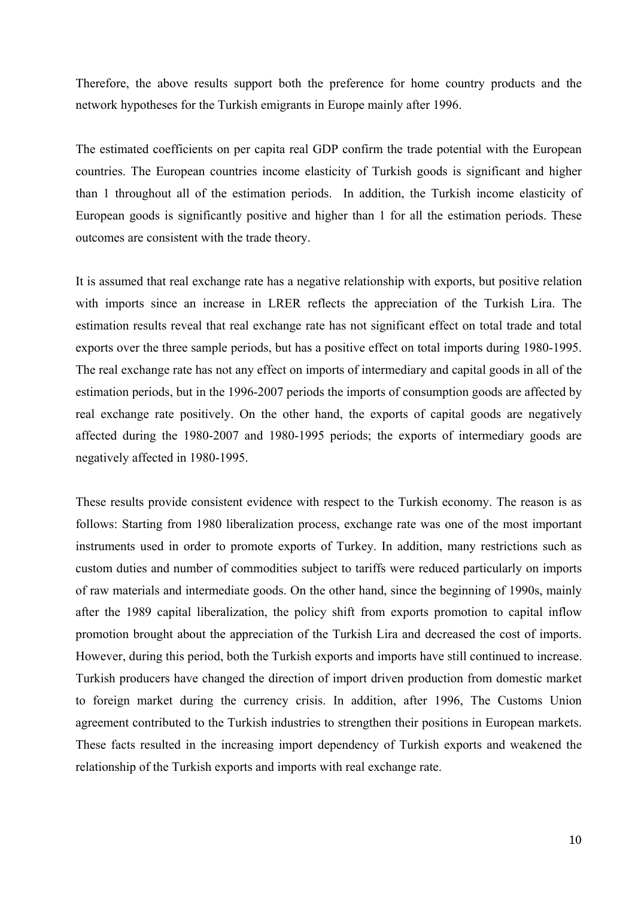Therefore, the above results support both the preference for home country products and the network hypotheses for the Turkish emigrants in Europe mainly after 1996.

The estimated coefficients on per capita real GDP confirm the trade potential with the European countries. The European countries income elasticity of Turkish goods is significant and higher than 1 throughout all of the estimation periods. In addition, the Turkish income elasticity of European goods is significantly positive and higher than 1 for all the estimation periods. These outcomes are consistent with the trade theory.

It is assumed that real exchange rate has a negative relationship with exports, but positive relation with imports since an increase in LRER reflects the appreciation of the Turkish Lira. The estimation results reveal that real exchange rate has not significant effect on total trade and total exports over the three sample periods, but has a positive effect on total imports during 1980-1995. The real exchange rate has not any effect on imports of intermediary and capital goods in all of the estimation periods, but in the 1996-2007 periods the imports of consumption goods are affected by real exchange rate positively. On the other hand, the exports of capital goods are negatively affected during the 1980-2007 and 1980-1995 periods; the exports of intermediary goods are negatively affected in 1980-1995.

These results provide consistent evidence with respect to the Turkish economy. The reason is as follows: Starting from 1980 liberalization process, exchange rate was one of the most important instruments used in order to promote exports of Turkey. In addition, many restrictions such as custom duties and number of commodities subject to tariffs were reduced particularly on imports of raw materials and intermediate goods. On the other hand, since the beginning of 1990s, mainly after the 1989 capital liberalization, the policy shift from exports promotion to capital inflow promotion brought about the appreciation of the Turkish Lira and decreased the cost of imports. However, during this period, both the Turkish exports and imports have still continued to increase. Turkish producers have changed the direction of import driven production from domestic market to foreign market during the currency crisis. In addition, after 1996, The Customs Union agreement contributed to the Turkish industries to strengthen their positions in European markets. These facts resulted in the increasing import dependency of Turkish exports and weakened the relationship of the Turkish exports and imports with real exchange rate.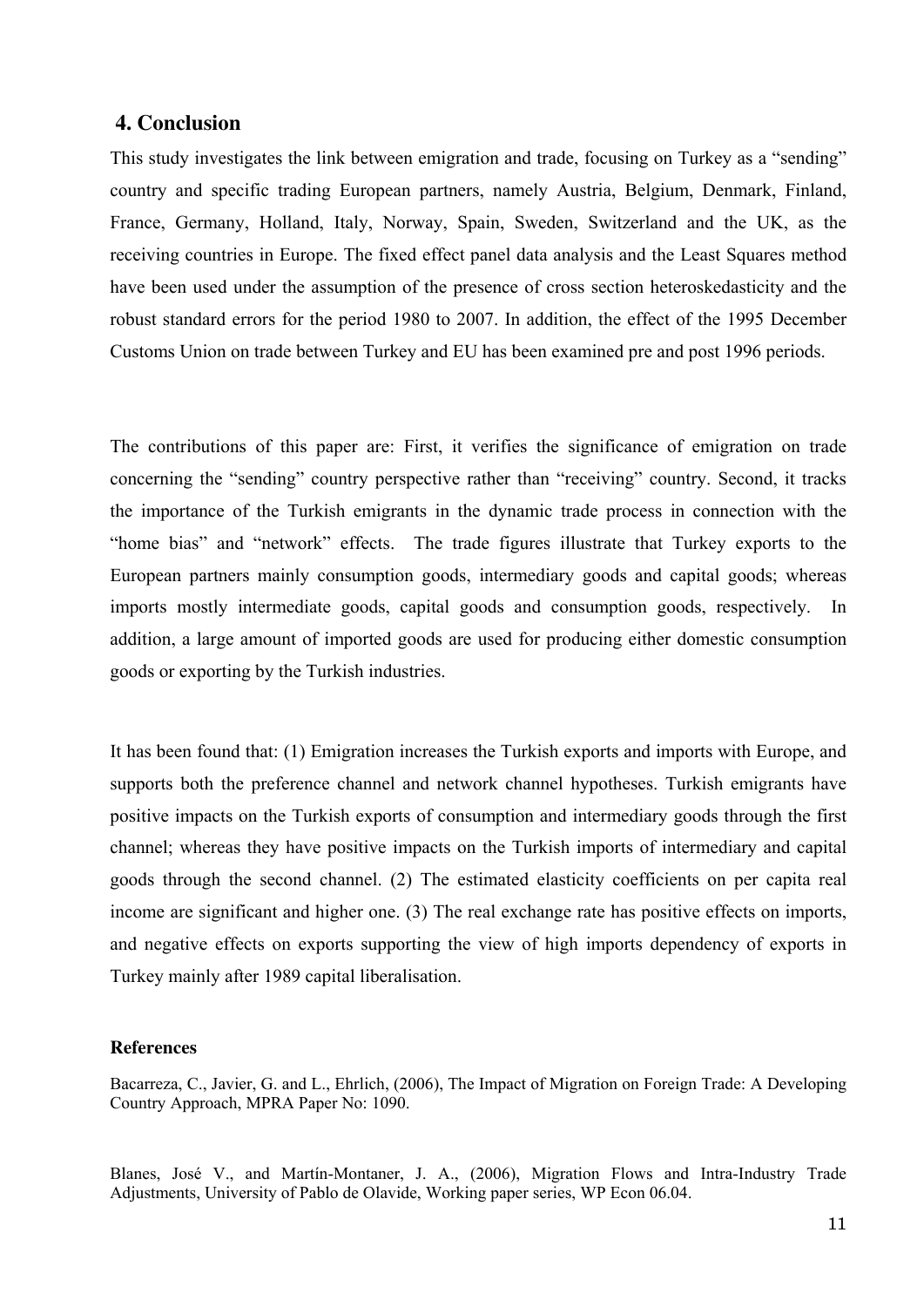## 4. Conclusion

This study investigates the link between emigration and trade, focusing on Turkey as a "sending" country and specific trading European partners, namely Austria, Belgium, Denmark, Finland, France, Germany, Holland, Italy, Norway, Spain, Sweden, Switzerland and the UK, as the receiving countries in Europe. The fixed effect panel data analysis and the Least Squares method have been used under the assumption of the presence of cross section heteroskedasticity and the robust standard errors for the period 1980 to 2007. In addition, the effect of the 1995 December Customs Union on trade between Turkey and EU has been examined pre and post 1996 periods.

The contributions of this paper are: First, it verifies the significance of emigration on trade concerning the "sending" country perspective rather than "receiving" country. Second, it tracks the importance of the Turkish emigrants in the dynamic trade process in connection with the "home bias" and "network" effects. The trade figures illustrate that Turkey exports to the European partners mainly consumption goods, intermediary goods and capital goods; whereas imports mostly intermediate goods, capital goods and consumption goods, respectively. In addition, a large amount of imported goods are used for producing either domestic consumption goods or exporting by the Turkish industries.

It has been found that: (1) Emigration increases the Turkish exports and imports with Europe, and supports both the preference channel and network channel hypotheses. Turkish emigrants have positive impacts on the Turkish exports of consumption and intermediary goods through the first channel; whereas they have positive impacts on the Turkish imports of intermediary and capital goods through the second channel. (2) The estimated elasticity coefficients on per capita real income are significant and higher one. (3) The real exchange rate has positive effects on imports, and negative effects on exports supporting the view of high imports dependency of exports in Turkey mainly after 1989 capital liberalisation.

**References**

Bacarreza, C., Javier, G. and L., Ehrlich, (2006), The Impact of Migration on Foreign Trade: A Developing Country Approach, MPRA Paper No: 1090.

Blanes, José V., and Martín-Montaner, J. A., (2006), Migration Flows and Intra-Industry Trade Adjustments, University of Pablo de Olavide, Working paper series, WP Econ 06.04.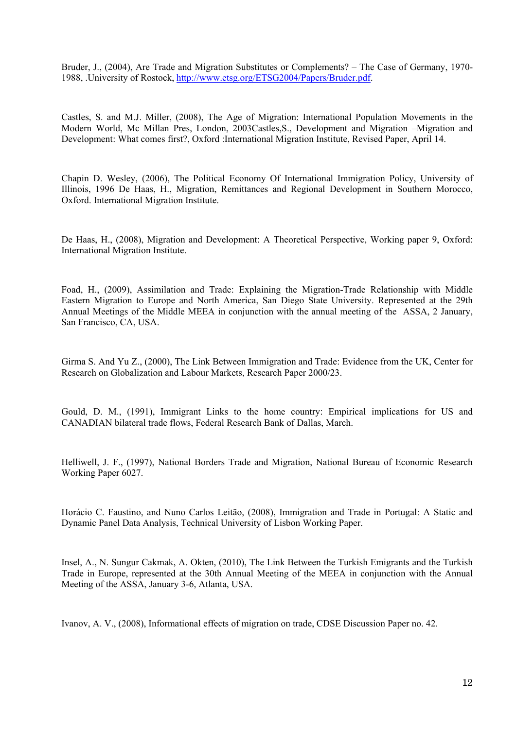Bruder, J., (2004), Are Trade and Migration Substitutes or Complements? – The Case of Germany, 1970-1988, .University of Rostock, http://www.etsg.org/ETSG2004/Papers/Bruder.pdf.

Castles, S. and M.J. Miller, (2008), The Age of Migration: International Population Movements in the Modern World, Mc Millan Pres, London, 2003Castles,S., Development and Migration –Migration and Development: What comes first?, Oxford :International Migration Institute, Revised Paper, April 14.

Chapin D. Wesley, (2006), The Political Economy Of International Immigration Policy, University of Illinois, 1996 De Haas, H., Migration, Remittances and Regional Development in Southern Morocco, Oxford. International Migration Institute.

De Haas, H., (2008), Migration and Development: A Theoretical Perspective, Working paper 9, Oxford: International Migration Institute.

Foad, H., (2009), Assimilation and Trade: Explaining the Migration-Trade Relationship with Middle Eastern Migration to Europe and North America, San Diego State University. Represented at the 29th Annual Meetings of the Middle MEEA in conjunction with the annual meeting of the ASSA, 2 January, San Francisco, CA, USA.

Girma S. And Yu Z., (2000), The Link Between Immigration and Trade: Evidence from the UK, Center for Research on Globalization and Labour Markets, Research Paper 2000/23.

Gould, D. M., (1991), Immigrant Links to the home country: Empirical implications for US and CANADIAN bilateral trade flows, Federal Research Bank of Dallas, March.

Helliwell, J. F., (1997), National Borders Trade and Migration, National Bureau of Economic Research Working Paper 6027.

Horácio C. Faustino, and Nuno Carlos Leitão, (2008), Immigration and Trade in Portugal: A Static and Dynamic Panel Data Analysis, Technical University of Lisbon Working Paper.

Insel, A., N. Sungur Cakmak, A. Okten, (2010), The Link Between the Turkish Emigrants and the Turkish Trade in Europe, represented at the 30th Annual Meeting of the MEEA in conjunction with the Annual Meeting of the ASSA, January 3-6, Atlanta, USA.

Ivanov, A. V., (2008), Informational effects of migration on trade, CDSE Discussion Paper no. 42.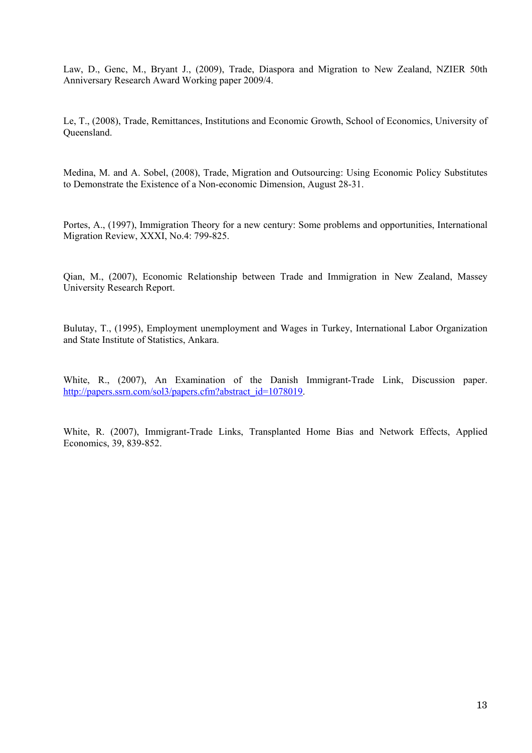Law, D., Genc, M., Bryant J., (2009), Trade, Diaspora and Migration to New Zealand, NZIER 50th Anniversary Research Award Working paper 2009/4.

Le, T., (2008), Trade, Remittances, Institutions and Economic Growth, School of Economics, University of Queensland.

Medina, M. and A. Sobel, (2008), Trade, Migration and Outsourcing: Using Economic Policy Substitutes to Demonstrate the Existence of a Non-economic Dimension, August 28-31.

Portes, A., (1997), Immigration Theory for a new century: Some problems and opportunities, International Migration Review, XXXI, No.4: 799-825.

Qian, M., (2007), Economic Relationship between Trade and Immigration in New Zealand, Massey University Research Report.

Bulutay, T., (1995), Employment unemployment and Wages in Turkey, International Labor Organization and State Institute of Statistics, Ankara.

White, R., (2007), An Examination of the Danish Immigrant-Trade Link, Discussion paper. http://papers.ssrn.com/sol3/papers.cfm?abstract_id=1078019.

White, R. (2007), Immigrant-Trade Links, Transplanted Home Bias and Network Effects, Applied Economics, 39, 839-852.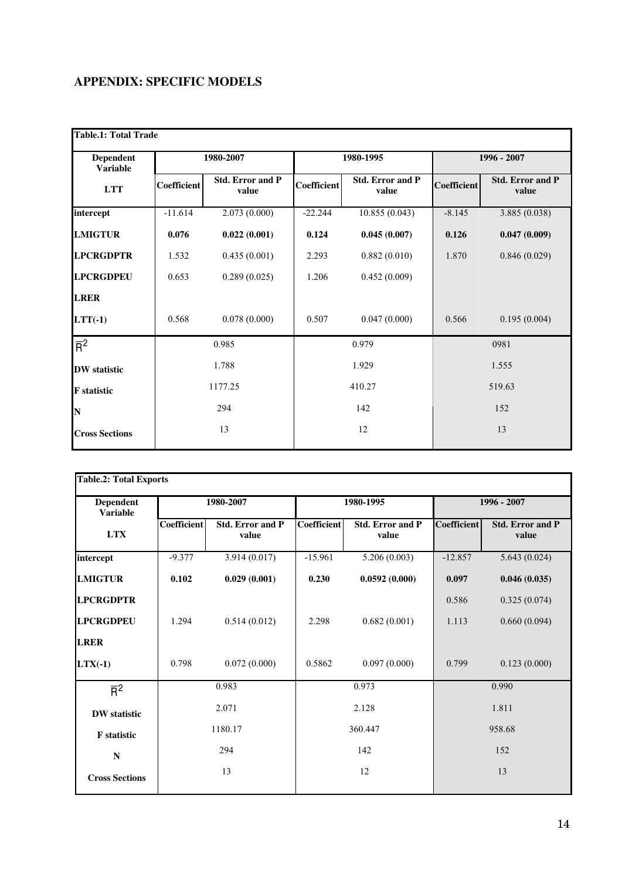## APPENDIX: SPECIFIC MODELS

| Table.1: Total Trade | | | | | | |
|---|---|---|---|---|---|---|
| Dependent Variable | 1980-2007 | | 1980-1995 | | 1996 - 2007 | |
| LTT | Coefficient | Std. Error and P value | Coefficient | Std. Error and P value | Coefficient | Std. Error and P value |
| intercept | -11.614 | 2.073 (0.000) | -22.244 | 10.855 (0.043) | -8.145 | 3.885 (0.038) |
| **LMIGTUR** | **0.076** | **0.022 (0.001)** | **0.124** | **0.045 (0.007)** | **0.126** | **0.047 (0.009)** |
| LPCRGDPTR | 1.532 | 0.435 (0.001) | 2.293 | 0.882 (0.010) | 1.870 | 0.846 (0.029) |
| LPCRGDPEU | 0.653 | 0.289 (0.025) | 1.206 | 0.452 (0.009) | | |
| LRER | | | | | | |
| LTT(-1) | 0.568 | 0.078 (0.000) | 0.507 | 0.047 (0.000) | 0.566 | 0.195 (0.004) |
| $\bar{R}^2$ | 0.985 | | 0.979 | | 0981 | |
| DW statistic | 1.788 | | 1.929 | | 1.555 | |
| F statistic | 1177.25 | | 410.27 | | 519.63 | |
| N | 294 | | 142 | | 152 | |
| Cross Sections | 13 | | 12 | | 13 | |

| Table.2: Total Exports | | | | | | |
|---|---|---|---|---|---|---|
| Dependent Variable | 1980-2007 | | 1980-1995 | | 1996 - 2007 | |
| LTX | Coefficient | Std. Error and P value | Coefficient | Std. Error and P value | Coefficient | Std. Error and P value |
| intercept | -9.377 | 3.914 (0.017) | -15.961 | 5.206 (0.003) | -12.857 | 5.643 (0.024) |
| **LMIGTUR** | **0.102** | **0.029 (0.001)** | **0.230** | **0.0592 (0.000)** | **0.097** | **0.046 (0.035)** |
| LPCRGDPTR | | | | | 0.586 | 0.325 (0.074) |
| LPCRGDPEU | 1.294 | 0.514 (0.012) | 2.298 | 0.682 (0.001) | 1.113 | 0.660 (0.094) |
| LRER | | | | | | |
| LTX(-1) | 0.798 | 0.072 (0.000) | 0.5862 | 0.097 (0.000) | 0.799 | 0.123 (0.000) |
| $\bar{R}^2$ | 0.983 | | 0.973 | | 0.990 | |
| DW statistic | 2.071 | | 2.128 | | 1.811 | |
| F statistic | 1180.17 | | 360.447 | | 958.68 | |
| N | 294 | | 142 | | 152 | |
| Cross Sections | 13 | | 12 | | 13 | |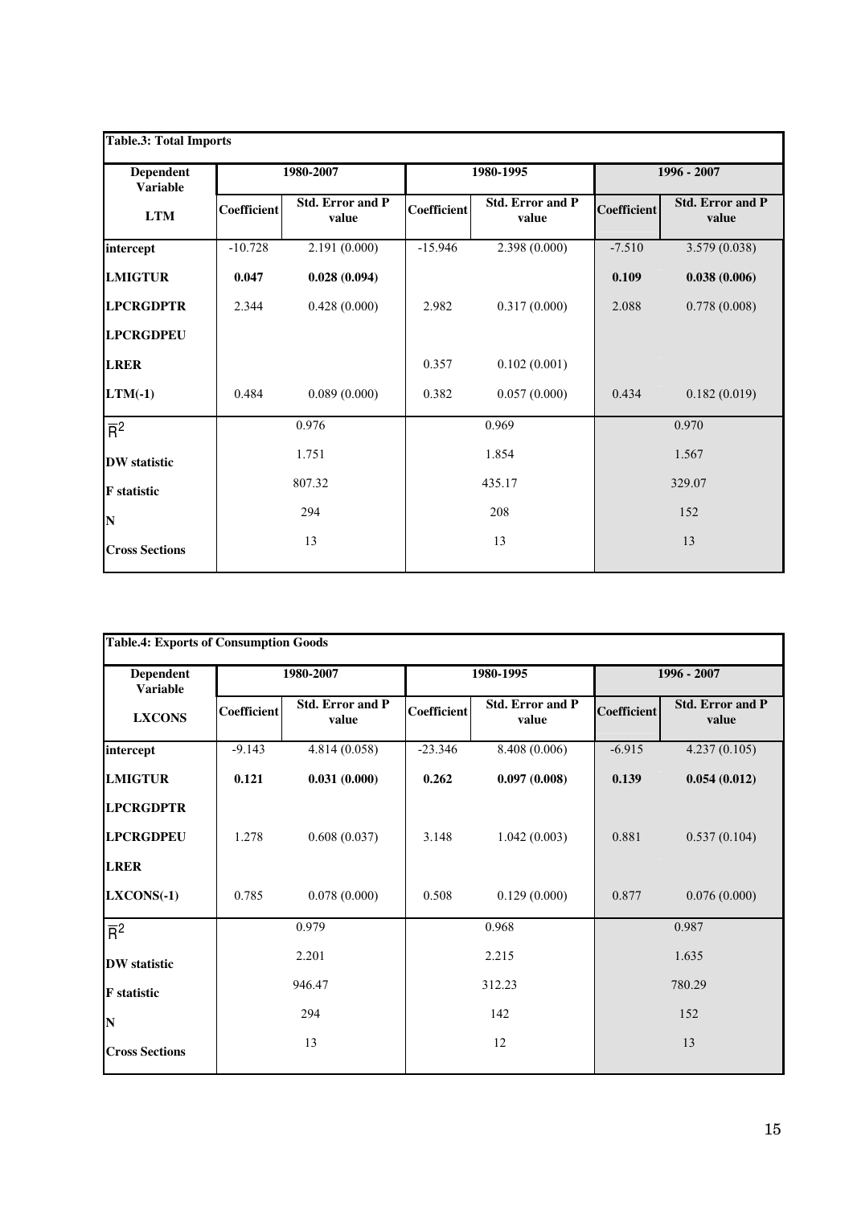**Table.3: Total Imports**

| Dependent Variable | 1980-2007 | | 1980-1995 | | 1996 - 2007 | |
|---|---|---|---|---|---|---|
| **LTM** | **Coefficient** | **Std. Error and P value** | **Coefficient** | **Std. Error and P value** | **Coefficient** | **Std. Error and P value** |
| **intercept** | -10.728 | 2.191 (0.000) | -15.946 | 2.398 (0.000) | -7.510 | 3.579 (0.038) |
| **LMIGTUR** | **0.047** | **0.028 (0.094)** | | | **0.109** | **0.038 (0.006)** |
| **LPCRGDPTR** | 2.344 | 0.428 (0.000) | 2.982 | 0.317 (0.000) | 2.088 | 0.778 (0.008) |
| **LPCRGDPEU** | | | | | | |
| **LRER** | | | 0.357 | 0.102 (0.001) | | |
| **LTM(-1)** | 0.484 | 0.089 (0.000) | 0.382 | 0.057 (0.000) | 0.434 | 0.182 (0.019) |
| $\bar{R}^2$ | 0.976 | | 0.969 | | 0.970 | |
| **DW statistic** | 1.751 | | 1.854 | | 1.567 | |
| **F statistic** | 807.32 | | 435.17 | | 329.07 | |
| **N** | 294 | | 208 | | 152 | |
| **Cross Sections** | 13 | | 13 | | 13 | |

**Table.4: Exports of Consumption Goods**

| Dependent Variable | 1980-2007 | | 1980-1995 | | 1996 - 2007 | |
|---|---|---|---|---|---|---|
| **LXCONS** | **Coefficient** | **Std. Error and P value** | **Coefficient** | **Std. Error and P value** | **Coefficient** | **Std. Error and P value** |
| **intercept** | -9.143 | 4.814 (0.058) | -23.346 | 8.408 (0.006) | -6.915 | 4.237 (0.105) |
| **LMIGTUR** | **0.121** | **0.031 (0.000)** | **0.262** | **0.097 (0.008)** | **0.139** | **0.054 (0.012)** |
| **LPCRGDPTR** | | | | | | |
| **LPCRGDPEU** | 1.278 | 0.608 (0.037) | 3.148 | 1.042 (0.003) | 0.881 | 0.537 (0.104) |
| **LRER** | | | | | | |
| **LXCONS(-1)** | 0.785 | 0.078 (0.000) | 0.508 | 0.129 (0.000) | 0.877 | 0.076 (0.000) |
| $\bar{R}^2$ | 0.979 | | 0.968 | | 0.987 | |
| **DW statistic** | 2.201 | | 2.215 | | 1.635 | |
| **F statistic** | 946.47 | | 312.23 | | 780.29 | |
| **N** | 294 | | 142 | | 152 | |
| **Cross Sections** | 13 | | 12 | | 13 | |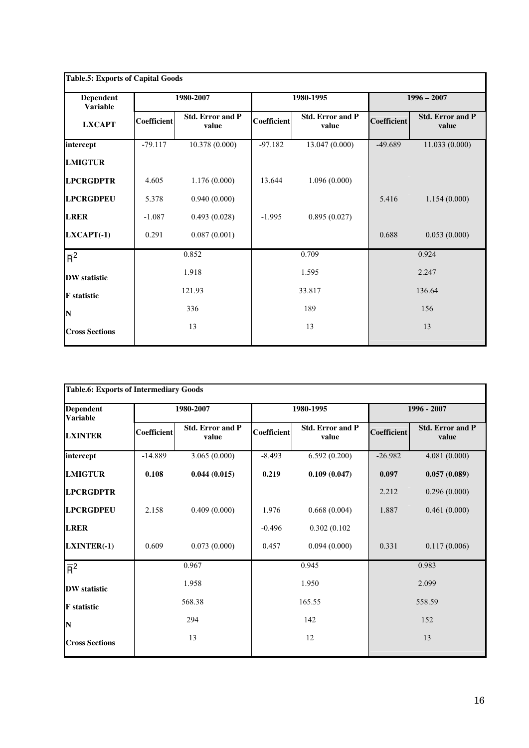| **Table.5: Exports of Capital Goods** | | | | | | |
|---|---|---|---|---|---|---|
| **Dependent Variable** | **1980-2007** | | **1980-1995** | | **1996 – 2007** | |
| **LXCAPT** | **Coefficient** | **Std. Error and P value** | **Coefficient** | **Std. Error and P value** | **Coefficient** | **Std. Error and P value** |
| **intercept** | -79.117 | 10.378 (0.000) | -97.182 | 13.047 (0.000) | -49.689 | 11.033 (0.000) |
| **LMIGTUR** | | | | | | |
| **LPCRGDPTR** | 4.605 | 1.176 (0.000) | 13.644 | 1.096 (0.000) | | |
| **LPCRGDPEU** | 5.378 | 0.940 (0.000) | | | 5.416 | 1.154 (0.000) |
| **LRER** | -1.087 | 0.493 (0.028) | -1.995 | 0.895 (0.027) | | |
| **LXCAPT(-1)** | 0.291 | 0.087 (0.001) | | | 0.688 | 0.053 (0.000) |
| $\bar{R}^2$ | 0.852 | | 0.709 | | 0.924 | |
| **DW statistic** | 1.918 | | 1.595 | | 2.247 | |
| **F statistic** | 121.93 | | 33.817 | | 136.64 | |
| **N** | 336 | | 189 | | 156 | |
| **Cross Sections** | 13 | | 13 | | 13 | |

| **Table.6: Exports of Intermediary Goods** | | | | | | |
|---|---|---|---|---|---|---|
| **Dependent Variable** | **1980-2007** | | **1980-1995** | | **1996 - 2007** | |
| **LXINTER** | **Coefficient** | **Std. Error and P value** | **Coefficient** | **Std. Error and P value** | **Coefficient** | **Std. Error and P value** |
| **intercept** | -14.889 | 3.065 (0.000) | -8.493 | 6.592 (0.200) | -26.982 | 4.081 (0.000) |
| **LMIGTUR** | **0.108** | **0.044 (0.015)** | **0.219** | **0.109 (0.047)** | **0.097** | **0.057 (0.089)** |
| **LPCRGDPTR** | | | | | 2.212 | 0.296 (0.000) |
| **LPCRGDPEU** | 2.158 | 0.409 (0.000) | 1.976 | 0.668 (0.004) | 1.887 | 0.461 (0.000) |
| **LRER** | | | -0.496 | 0.302 (0.102 | | |
| **LXINTER(-1)** | 0.609 | 0.073 (0.000) | 0.457 | 0.094 (0.000) | 0.331 | 0.117 (0.006) |
| $\bar{R}^2$ | 0.967 | | 0.945 | | 0.983 | |
| **DW statistic** | 1.958 | | 1.950 | | 2.099 | |
| **F statistic** | 568.38 | | 165.55 | | 558.59 | |
| **N** | 294 | | 142 | | 152 | |
| **Cross Sections** | 13 | | 12 | | 13 | |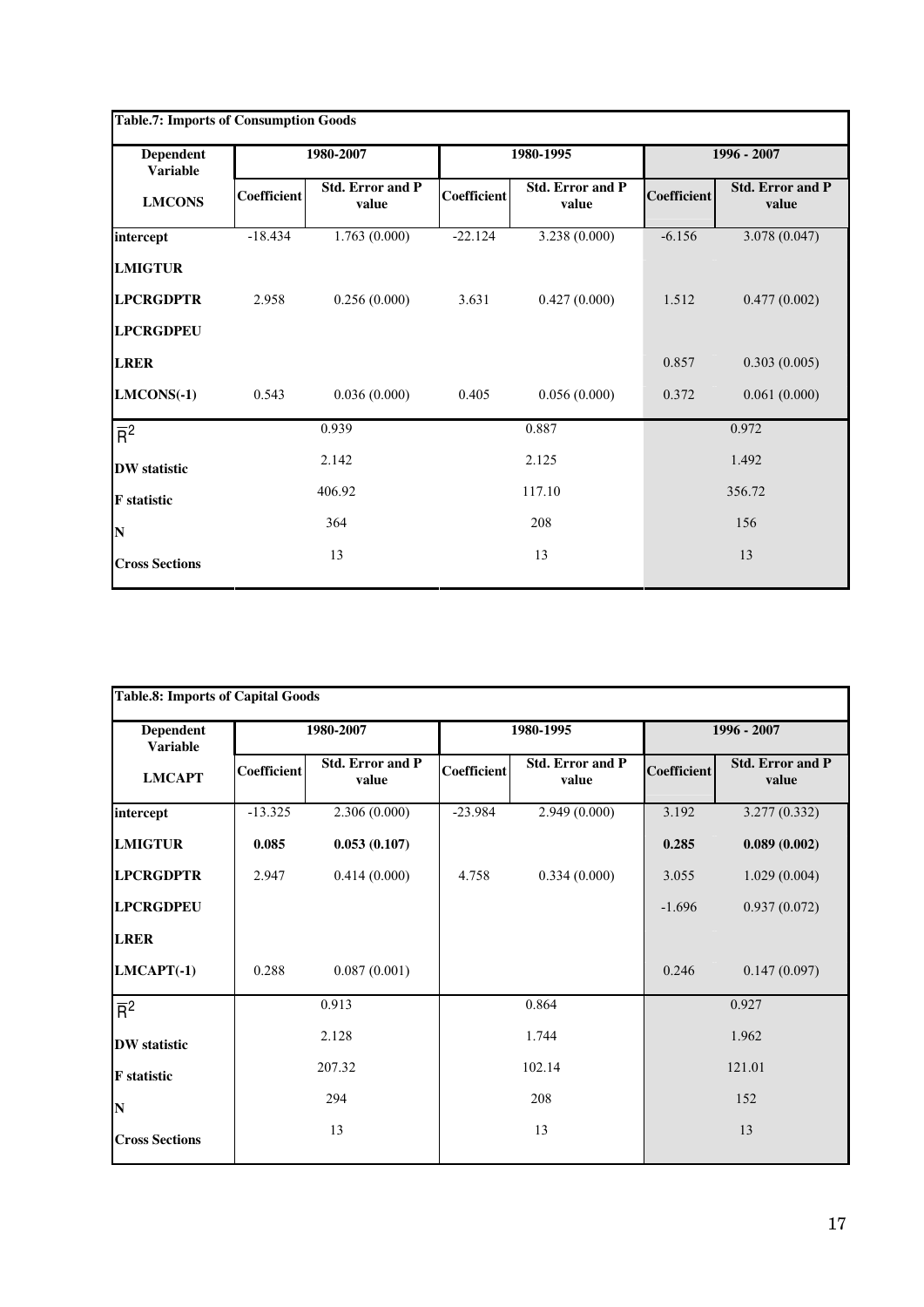**Table.7: Imports of Consumption Goods**

| Dependent Variable | 1980-2007 | | 1980-1995 | | 1996 - 2007 | |
|---|---|---|---|---|---|---|
| **LMCONS** | **Coefficient** | **Std. Error and P value** | **Coefficient** | **Std. Error and P value** | **Coefficient** | **Std. Error and P value** |
| **intercept** | -18.434 | 1.763 (0.000) | -22.124 | 3.238 (0.000) | -6.156 | 3.078 (0.047) |
| **LMIGTUR** | | | | | | |
| **LPCRGDPTR** | 2.958 | 0.256 (0.000) | 3.631 | 0.427 (0.000) | 1.512 | 0.477 (0.002) |
| **LPCRGDPEU** | | | | | | |
| **LRER** | | | | | 0.857 | 0.303 (0.005) |
| **LMCONS(-1)** | 0.543 | 0.036 (0.000) | 0.405 | 0.056 (0.000) | 0.372 | 0.061 (0.000) |
| $\bar{R}^2$ | 0.939 | | 0.887 | | 0.972 | |
| **DW statistic** | 2.142 | | 2.125 | | 1.492 | |
| **F statistic** | 406.92 | | 117.10 | | 356.72 | |
| **N** | 364 | | 208 | | 156 | |
| **Cross Sections** | 13 | | 13 | | 13 | |

**Table.8: Imports of Capital Goods**

| Dependent Variable | 1980-2007 | | 1980-1995 | | 1996 - 2007 | |
|---|---|---|---|---|---|---|
| **LMCAPT** | **Coefficient** | **Std. Error and P value** | **Coefficient** | **Std. Error and P value** | **Coefficient** | **Std. Error and P value** |
| **intercept** | -13.325 | 2.306 (0.000) | -23.984 | 2.949 (0.000) | 3.192 | 3.277 (0.332) |
| **LMIGTUR** | **0.085** | **0.053 (0.107)** | | | **0.285** | **0.089 (0.002)** |
| **LPCRGDPTR** | 2.947 | 0.414 (0.000) | 4.758 | 0.334 (0.000) | 3.055 | 1.029 (0.004) |
| **LPCRGDPEU** | | | | | -1.696 | 0.937 (0.072) |
| **LRER** | | | | | | |
| **LMCAPT(-1)** | 0.288 | 0.087 (0.001) | | | 0.246 | 0.147 (0.097) |
| $\bar{R}^2$ | 0.913 | | 0.864 | | 0.927 | |
| **DW statistic** | 2.128 | | 1.744 | | 1.962 | |
| **F statistic** | 207.32 | | 102.14 | | 121.01 | |
| **N** | 294 | | 208 | | 152 | |
| **Cross Sections** | 13 | | 13 | | 13 | |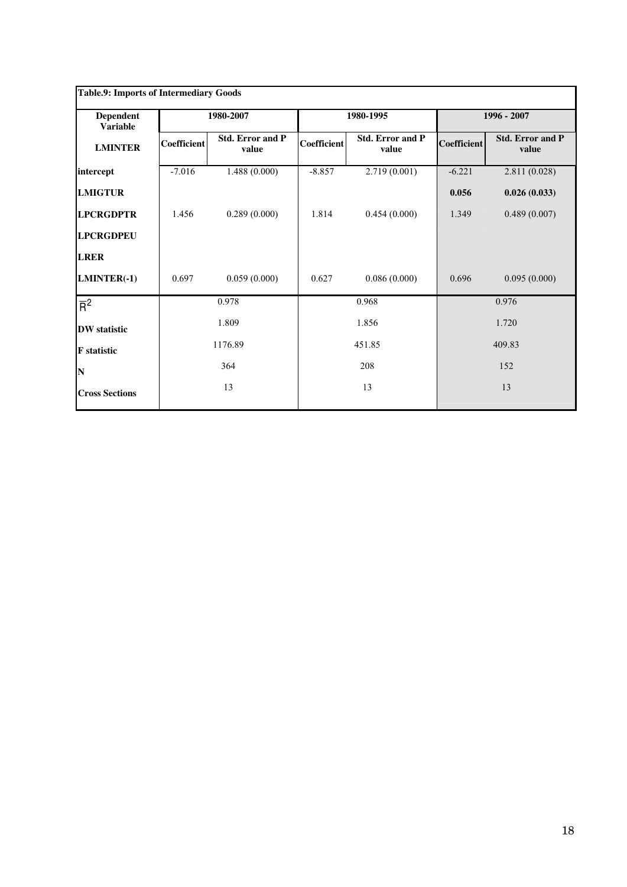**Table.9: Imports of Intermediary Goods**

| Dependent Variable | 1980-2007 | | 1980-1995 | | 1996 - 2007 | |
|---|---|---|---|---|---|---|
| **LMINTER** | **Coefficient** | **Std. Error and P value** | **Coefficient** | **Std. Error and P value** | **Coefficient** | **Std. Error and P value** |
| **intercept** | -7.016 | 1.488 (0.000) | -8.857 | 2.719 (0.001) | -6.221 | 2.811 (0.028) |
| **LMIGTUR** | | | | | **0.056** | **0.026 (0.033)** |
| **LPCRGDPTR** | 1.456 | 0.289 (0.000) | 1.814 | 0.454 (0.000) | 1.349 | 0.489 (0.007) |
| **LPCRGDPEU** | | | | | | |
| **LRER** | | | | | | |
| **LMINTER(-1)** | 0.697 | 0.059 (0.000) | 0.627 | 0.086 (0.000) | 0.696 | 0.095 (0.000) |
| $\bar{R}^2$ | 0.978 | | 0.968 | | 0.976 | |
| **DW statistic** | 1.809 | | 1.856 | | 1.720 | |
| **F statistic** | 1176.89 | | 451.85 | | 409.83 | |
| **N** | 364 | | 208 | | 152 | |
| **Cross Sections** | 13 | | 13 | | 13 | |